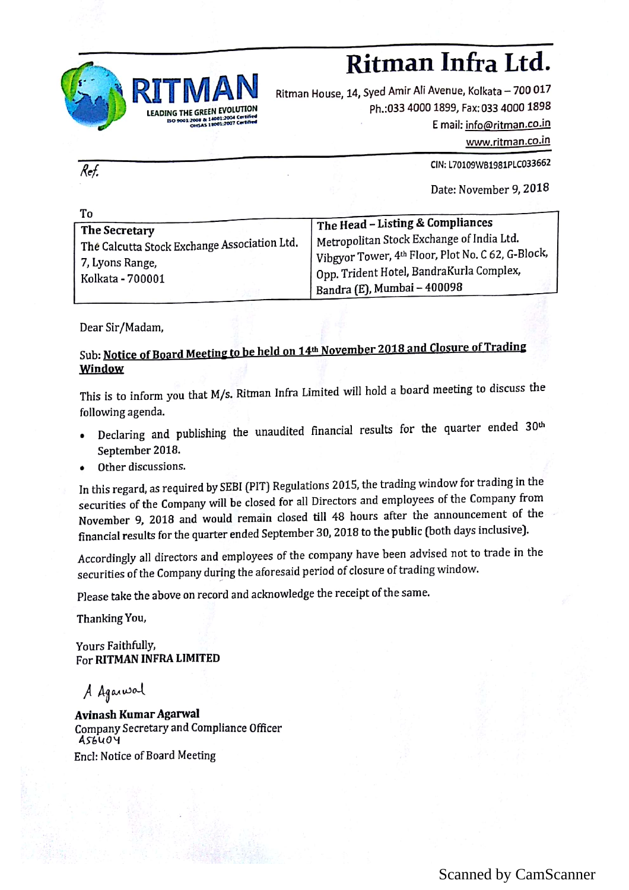RITMAN

LEADING THE GREEN EVOLUTION

ISO 9001:2008 & 14001:2004 Certified
OHSAS 18001:2007 Certified

# Ritman Infra Ltd.

Ritman House, 14, Syed Amir Ali Avenue, Kolkata – 700 017
Ph.:033 4000 1899, Fax: 033 4000 1898
E mail: info@ritman.co.in
www.ritman.co.in

Ref.

CIN: L70109WB1981PLC033662

Date: November 9, 2018

To

| **The Secretary**<br>The Calcutta Stock Exchange Association Ltd.<br>7, Lyons Range,<br>Kolkata - 700001 | **The Head – Listing & Compliances**<br>Metropolitan Stock Exchange of India Ltd.<br>Vibgyor Tower, 4th Floor, Plot No. C 62, G-Block,<br>Opp. Trident Hotel, BandraKurla Complex,<br>Bandra (E), Mumbai – 400098 |
|---|---|

Dear Sir/Madam,

Sub: **Notice of Board Meeting to be held on 14th November 2018 and Closure of Trading Window**

This is to inform you that M/s. Ritman Infra Limited will hold a board meeting to discuss the following agenda.

- Declaring and publishing the unaudited financial results for the quarter ended 30th September 2018.
- Other discussions.

In this regard, as required by SEBI (PIT) Regulations 2015, the trading window for trading in the securities of the Company will be closed for all Directors and employees of the Company from November 9, 2018 and would remain closed till 48 hours after the announcement of the financial results for the quarter ended September 30, 2018 to the public (both days inclusive).

Accordingly all directors and employees of the company have been advised not to trade in the securities of the Company during the aforesaid period of closure of trading window.

Please take the above on record and acknowledge the receipt of the same.

Thanking You,

Yours Faithfully,
For **RITMAN INFRA LIMITED**

A Agarwal

**Avinash Kumar Agarwal**
Company Secretary and Compliance Officer
A56404

Encl: Notice of Board Meeting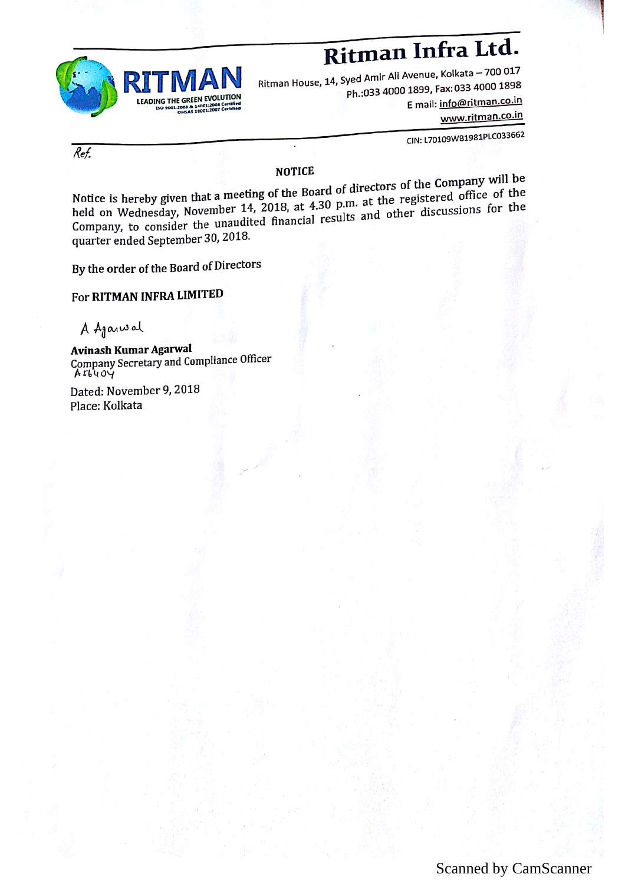# Ritman Infra Ltd.

RITMAN
LEADING THE GREEN EVOLUTION
ISO 9001:2008 & 14001:2004 Certified
OHSAS 18001:2007 Certified

Ritman House, 14, Syed Amir Ali Avenue, Kolkata – 700 017
Ph.:033 4000 1899, Fax: 033 4000 1898
E mail: info@ritman.co.in
www.ritman.co.in

CIN: L70109WB1981PLC033662

Ref.

## NOTICE

Notice is hereby given that a meeting of the Board of directors of the Company will be held on Wednesday, November 14, 2018, at 4.30 p.m. at the registered office of the Company, to consider the unaudited financial results and other discussions for the quarter ended September 30, 2018.

By the order of the Board of Directors

For **RITMAN INFRA LIMITED**

A Agarwal

**Avinash Kumar Agarwal**
Company Secretary and Compliance Officer
A56404

Dated: November 9, 2018
Place: Kolkata